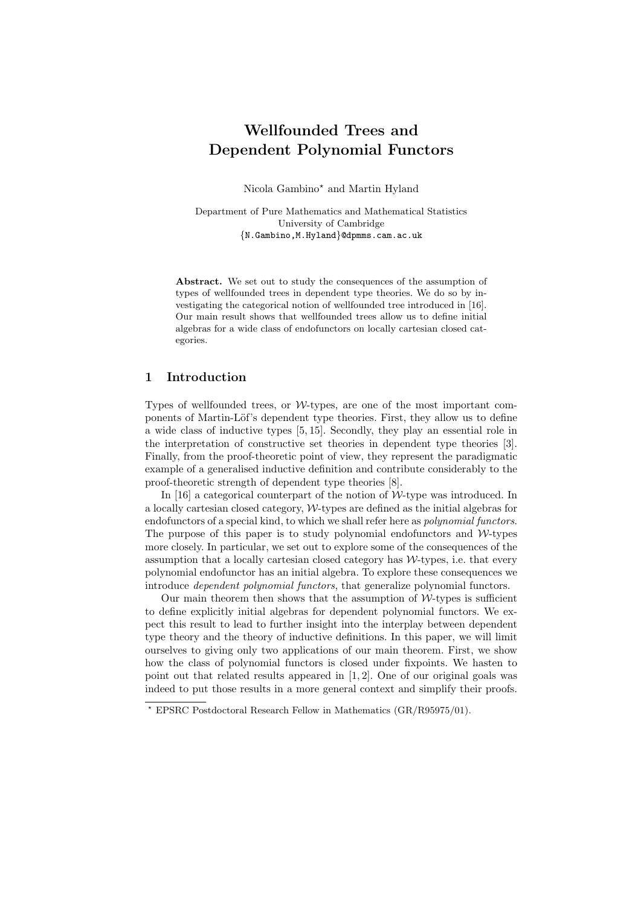# Wellfounded Trees and Dependent Polynomial Functors

Nicola Gambino* and Martin Hyland

Department of Pure Mathematics and Mathematical Statistics
University of Cambridge
{N.Gambino,M.Hyland}@dpmms.cam.ac.uk

**Abstract.** We set out to study the consequences of the assumption of types of wellfounded trees in dependent type theories. We do so by investigating the categorical notion of wellfounded tree introduced in [16]. Our main result shows that wellfounded trees allow us to define initial algebras for a wide class of endofunctors on locally cartesian closed categories.

## 1 Introduction

Types of wellfounded trees, or $\mathcal{W}$-types, are one of the most important components of Martin-Löf's dependent type theories. First, they allow us to define a wide class of inductive types [5, 15]. Secondly, they play an essential role in the interpretation of constructive set theories in dependent type theories [3]. Finally, from the proof-theoretic point of view, they represent the paradigmatic example of a generalised inductive definition and contribute considerably to the proof-theoretic strength of dependent type theories [8].

In [16] a categorical counterpart of the notion of $\mathcal{W}$-type was introduced. In a locally cartesian closed category, $\mathcal{W}$-types are defined as the initial algebras for endofunctors of a special kind, to which we shall refer here as *polynomial functors*. The purpose of this paper is to study polynomial endofunctors and $\mathcal{W}$-types more closely. In particular, we set out to explore some of the consequences of the assumption that a locally cartesian closed category has $\mathcal{W}$-types, i.e. that every polynomial endofunctor has an initial algebra. To explore these consequences we introduce *dependent polynomial functors*, that generalize polynomial functors.

Our main theorem then shows that the assumption of $\mathcal{W}$-types is sufficient to define explicitly initial algebras for dependent polynomial functors. We expect this result to lead to further insight into the interplay between dependent type theory and the theory of inductive definitions. In this paper, we will limit ourselves to giving only two applications of our main theorem. First, we show how the class of polynomial functors is closed under fixpoints. We hasten to point out that related results appeared in [1, 2]. One of our original goals was indeed to put those results in a more general context and simplify their proofs.

* EPSRC Postdoctoral Research Fellow in Mathematics (GR/R95975/01).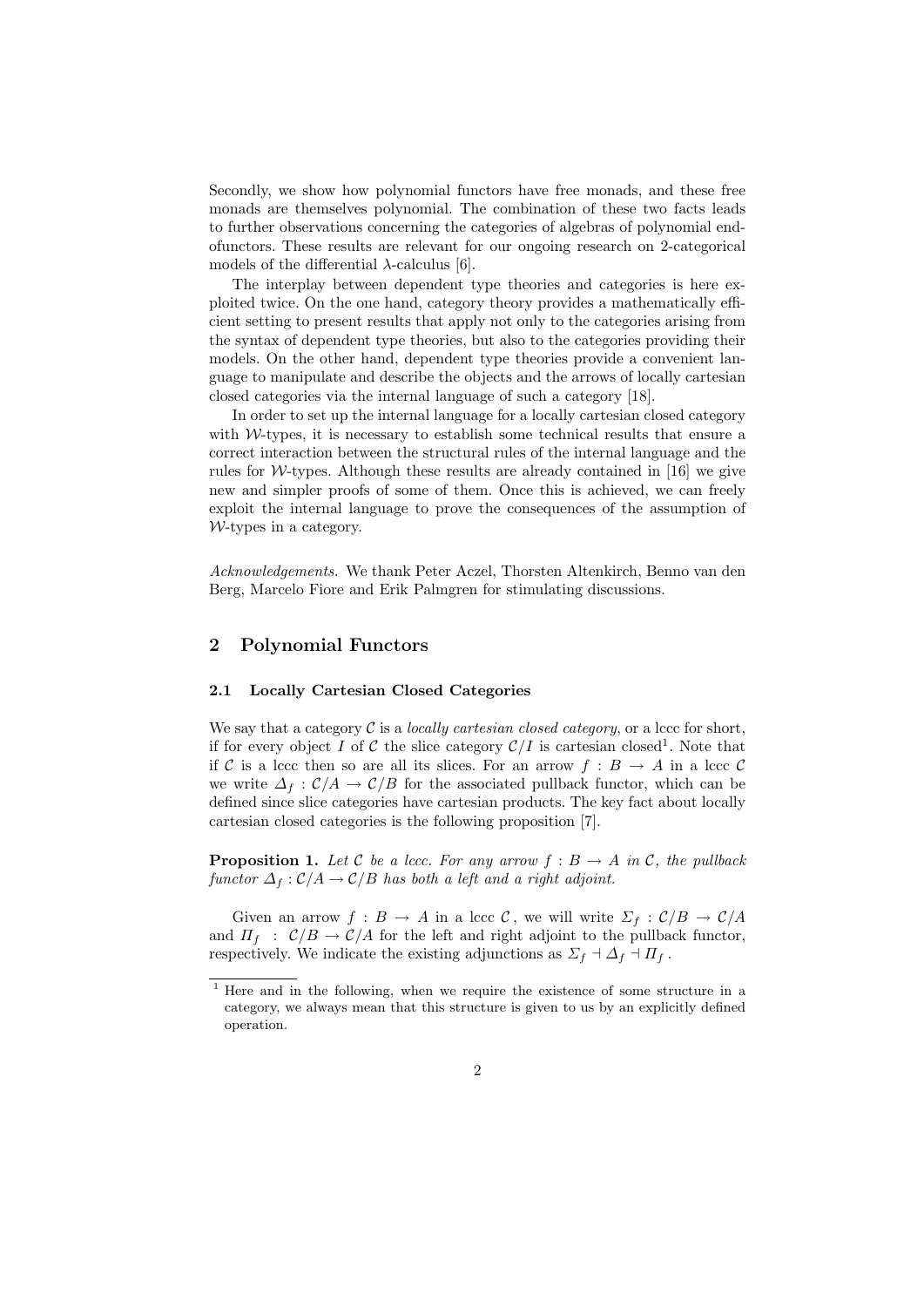Secondly, we show how polynomial functors have free monads, and these free monads are themselves polynomial. The combination of these two facts leads to further observations concerning the categories of algebras of polynomial endofunctors. These results are relevant for our ongoing research on 2-categorical models of the differential $\lambda$-calculus [6].

The interplay between dependent type theories and categories is here exploited twice. On the one hand, category theory provides a mathematically efficient setting to present results that apply not only to the categories arising from the syntax of dependent type theories, but also to the categories providing their models. On the other hand, dependent type theories provide a convenient language to manipulate and describe the objects and the arrows of locally cartesian closed categories via the internal language of such a category [18].

In order to set up the internal language for a locally cartesian closed category with $\mathcal{W}$-types, it is necessary to establish some technical results that ensure a correct interaction between the structural rules of the internal language and the rules for $\mathcal{W}$-types. Although these results are already contained in [16] we give new and simpler proofs of some of them. Once this is achieved, we can freely exploit the internal language to prove the consequences of the assumption of $\mathcal{W}$-types in a category.

*Acknowledgements.* We thank Peter Aczel, Thorsten Altenkirch, Benno van den Berg, Marcelo Fiore and Erik Palmgren for stimulating discussions.

## 2 Polynomial Functors

### 2.1 Locally Cartesian Closed Categories

We say that a category $\mathcal{C}$ is a *locally cartesian closed category*, or a lccc for short, if for every object $I$ of $\mathcal{C}$ the slice category $\mathcal{C}/I$ is cartesian closed[1]. Note that if $\mathcal{C}$ is a lccc then so are all its slices. For an arrow $f : B \to A$ in a lccc $\mathcal{C}$ we write $\Delta_f : \mathcal{C}/A \to \mathcal{C}/B$ for the associated pullback functor, which can be defined since slice categories have cartesian products. The key fact about locally cartesian closed categories is the following proposition [7].

**Proposition 1.** *Let $\mathcal{C}$ be a lccc. For any arrow $f : B \to A$ in $\mathcal{C}$, the pullback functor $\Delta_f : \mathcal{C}/A \to \mathcal{C}/B$ has both a left and a right adjoint.*

Given an arrow $f : B \to A$ in a lccc $\mathcal{C}$, we will write $\Sigma_f : \mathcal{C}/B \to \mathcal{C}/A$ and $\Pi_f : \mathcal{C}/B \to \mathcal{C}/A$ for the left and right adjoint to the pullback functor, respectively. We indicate the existing adjunctions as $\Sigma_f \dashv \Delta_f \dashv \Pi_f$.

[1] Here and in the following, when we require the existence of some structure in a category, we always mean that this structure is given to us by an explicitly defined operation.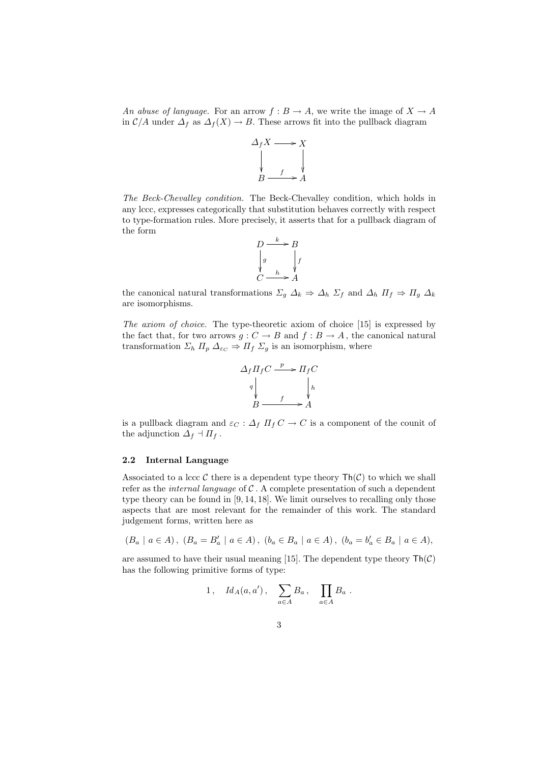*An abuse of language.* For an arrow $f : B \to A$, we write the image of $X \to A$ in $\mathcal{C}/A$ under $\Delta_f$ as $\Delta_f(X) \to B$. These arrows fit into the pullback diagram

$$\begin{array}{ccc} \Delta_f X & \longrightarrow & X \\ \downarrow & & \downarrow \\ B & \xrightarrow{f} & A \end{array}$$

*The Beck-Chevalley condition.* The Beck-Chevalley condition, which holds in any lccc, expresses categorically that substitution behaves correctly with respect to type-formation rules. More precisely, it asserts that for a pullback diagram of the form

$$\begin{array}{ccc} D & \xrightarrow{k} & B \\ {\scriptstyle g}\downarrow & & \downarrow{\scriptstyle f} \\ C & \xrightarrow{h} & A \end{array}$$

the canonical natural transformations $\Sigma_g \; \Delta_k \Rightarrow \Delta_h \; \Sigma_f$ and $\Delta_h \; \Pi_f \Rightarrow \Pi_g \; \Delta_k$ are isomorphisms.

*The axiom of choice.* The type-theoretic axiom of choice [15] is expressed by the fact that, for two arrows $g : C \to B$ and $f : B \to A$ , the canonical natural transformation $\Sigma_h \; \Pi_p \; \Delta_{\varepsilon_C} \Rightarrow \Pi_f \; \Sigma_g$ is an isomorphism, where

$$\begin{array}{ccc} \Delta_f \Pi_f C & \xrightarrow{p} & \Pi_f C \\ {\scriptstyle q}\downarrow & & \downarrow{\scriptstyle h} \\ B & \xrightarrow{f} & A \end{array}$$

is a pullback diagram and $\varepsilon_C : \Delta_f \; \Pi_f \, C \to C$ is a component of the counit of the adjunction $\Delta_f \dashv \Pi_f$ .

### 2.2 Internal Language

Associated to a lccc $\mathcal{C}$ there is a dependent type theory $\mathsf{Th}(\mathcal{C})$ to which we shall refer as the *internal language* of $\mathcal{C}$ . A complete presentation of such a dependent type theory can be found in [9, 14, 18]. We limit ourselves to recalling only those aspects that are most relevant for the remainder of this work. The standard judgement forms, written here as

$$(B_a \mid a \in A) \,,\; (B_a = B'_a \mid a \in A) \,,\; (b_a \in B_a \mid a \in A) \,,\; (b_a = b'_a \in B_a \mid a \in A),$$

are assumed to have their usual meaning [15]. The dependent type theory $\mathsf{Th}(\mathcal{C})$ has the following primitive forms of type:

$$1 \,, \quad Id_A(a, a') \,, \quad \sum_{a \in A} B_a \,, \quad \prod_{a \in A} B_a \;.$$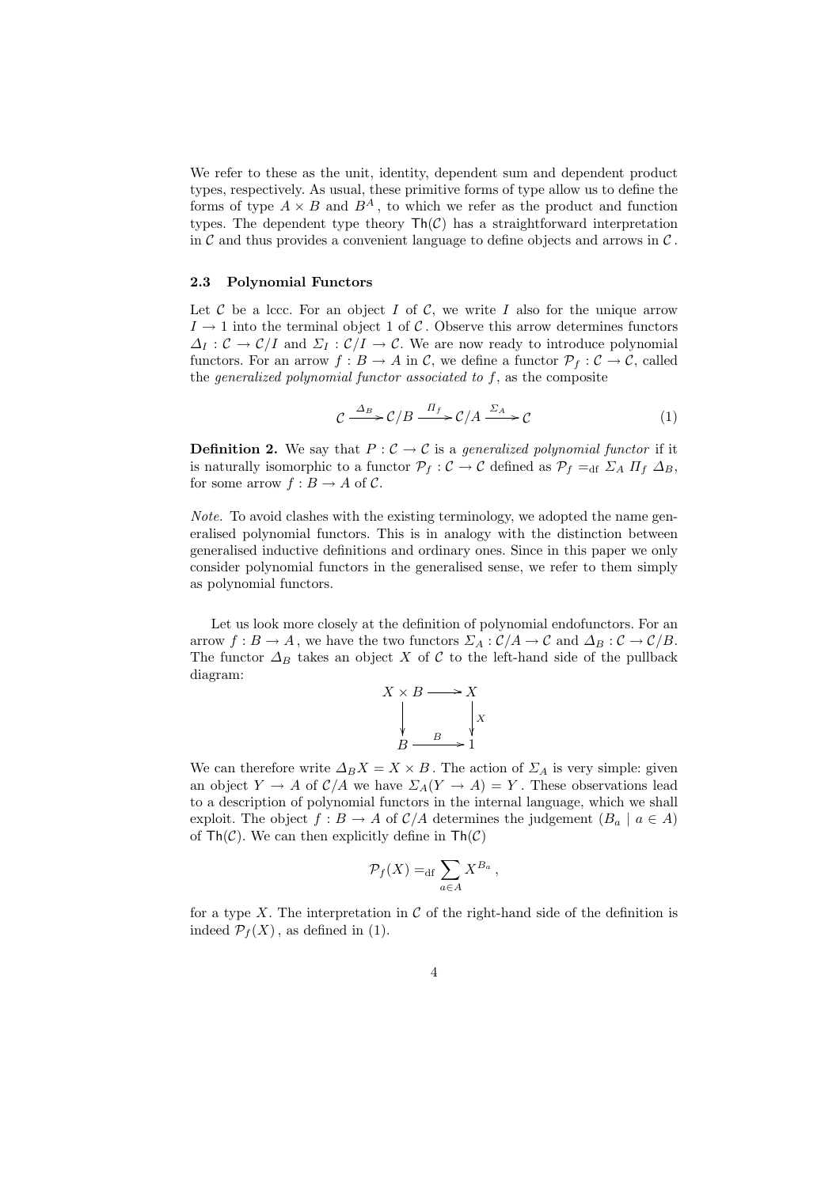We refer to these as the unit, identity, dependent sum and dependent product types, respectively. As usual, these primitive forms of type allow us to define the forms of type $A \times B$ and $B^A$, to which we refer as the product and function types. The dependent type theory $\mathsf{Th}(\mathcal{C})$ has a straightforward interpretation in $\mathcal{C}$ and thus provides a convenient language to define objects and arrows in $\mathcal{C}$.

### 2.3 Polynomial Functors

Let $\mathcal{C}$ be a lccc. For an object $I$ of $\mathcal{C}$, we write $I$ also for the unique arrow $I \to 1$ into the terminal object 1 of $\mathcal{C}$. Observe this arrow determines functors $\Delta_I : \mathcal{C} \to \mathcal{C}/I$ and $\Sigma_I : \mathcal{C}/I \to \mathcal{C}$. We are now ready to introduce polynomial functors. For an arrow $f : B \to A$ in $\mathcal{C}$, we define a functor $\mathcal{P}_f : \mathcal{C} \to \mathcal{C}$, called the *generalized polynomial functor associated to* $f$, as the composite

$$\mathcal{C} \xrightarrow{\Delta_B} \mathcal{C}/B \xrightarrow{\Pi_f} \mathcal{C}/A \xrightarrow{\Sigma_A} \mathcal{C} \tag{1}$$

**Definition 2.** We say that $P : \mathcal{C} \to \mathcal{C}$ is a *generalized polynomial functor* if it is naturally isomorphic to a functor $\mathcal{P}_f : \mathcal{C} \to \mathcal{C}$ defined as $\mathcal{P}_f =_{\mathrm{df}} \Sigma_A \, \Pi_f \, \Delta_B$, for some arrow $f : B \to A$ of $\mathcal{C}$.

*Note.* To avoid clashes with the existing terminology, we adopted the name generalised polynomial functors. This is in analogy with the distinction between generalised inductive definitions and ordinary ones. Since in this paper we only consider polynomial functors in the generalised sense, we refer to them simply as polynomial functors.

Let us look more closely at the definition of polynomial endofunctors. For an arrow $f : B \to A$, we have the two functors $\Sigma_A : \mathcal{C}/A \to \mathcal{C}$ and $\Delta_B : \mathcal{C} \to \mathcal{C}/B$. The functor $\Delta_B$ takes an object $X$ of $\mathcal{C}$ to the left-hand side of the pullback diagram:

$$\begin{array}{ccc} X \times B & \longrightarrow & X \\ \big\downarrow & & \big\downarrow X \\ B & \xrightarrow{\;B\;} & 1 \end{array}$$

We can therefore write $\Delta_B X = X \times B$. The action of $\Sigma_A$ is very simple: given an object $Y \to A$ of $\mathcal{C}/A$ we have $\Sigma_A(Y \to A) = Y$. These observations lead to a description of polynomial functors in the internal language, which we shall exploit. The object $f : B \to A$ of $\mathcal{C}/A$ determines the judgement $(B_a \mid a \in A)$ of $\mathsf{Th}(\mathcal{C})$. We can then explicitly define in $\mathsf{Th}(\mathcal{C})$

$$\mathcal{P}_f(X) =_{\mathrm{df}} \sum_{a \in A} X^{B_a} \,,$$

for a type $X$. The interpretation in $\mathcal{C}$ of the right-hand side of the definition is indeed $\mathcal{P}_f(X)$, as defined in (1).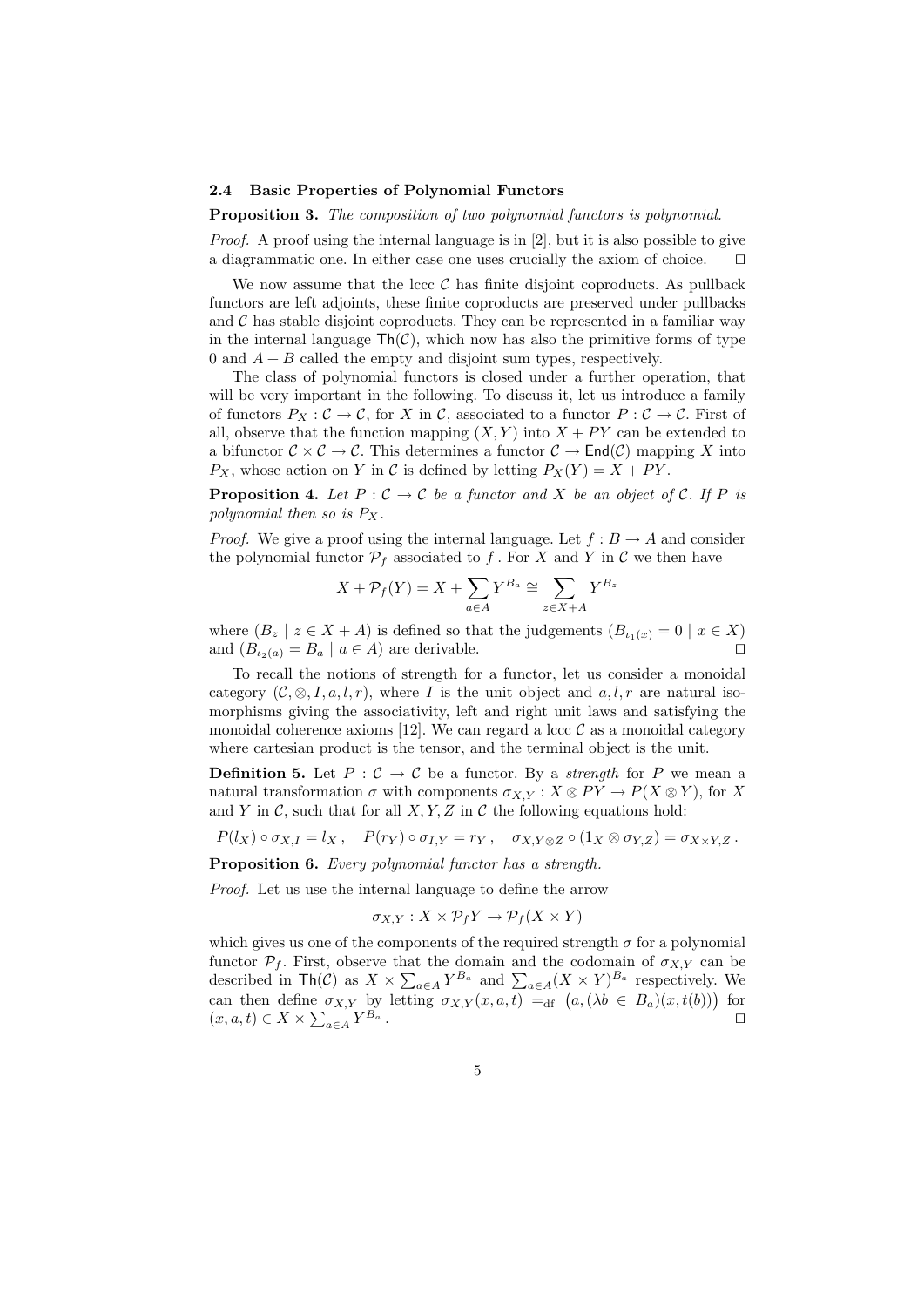### 2.4 Basic Properties of Polynomial Functors

**Proposition 3.** *The composition of two polynomial functors is polynomial.*

*Proof.* A proof using the internal language is in [2], but it is also possible to give a diagrammatic one. In either case one uses crucially the axiom of choice. $\square$

We now assume that the lccc $\mathcal{C}$ has finite disjoint coproducts. As pullback functors are left adjoints, these finite coproducts are preserved under pullbacks and $\mathcal{C}$ has stable disjoint coproducts. They can be represented in a familiar way in the internal language $\mathsf{Th}(\mathcal{C})$, which now has also the primitive forms of type $0$ and $A + B$ called the empty and disjoint sum types, respectively.

The class of polynomial functors is closed under a further operation, that will be very important in the following. To discuss it, let us introduce a family of functors $P_X : \mathcal{C} \to \mathcal{C}$, for $X$ in $\mathcal{C}$, associated to a functor $P : \mathcal{C} \to \mathcal{C}$. First of all, observe that the function mapping $(X, Y)$ into $X + PY$ can be extended to a bifunctor $\mathcal{C} \times \mathcal{C} \to \mathcal{C}$. This determines a functor $\mathcal{C} \to \mathsf{End}(\mathcal{C})$ mapping $X$ into $P_X$, whose action on $Y$ in $\mathcal{C}$ is defined by letting $P_X(Y) = X + PY$.

**Proposition 4.** *Let $P : \mathcal{C} \to \mathcal{C}$ be a functor and $X$ be an object of $\mathcal{C}$. If $P$ is polynomial then so is $P_X$.*

*Proof.* We give a proof using the internal language. Let $f : B \to A$ and consider the polynomial functor $\mathcal{P}_f$ associated to $f$. For $X$ and $Y$ in $\mathcal{C}$ we then have

$$X + \mathcal{P}_f(Y) = X + \sum_{a \in A} Y^{B_a} \cong \sum_{z \in X + A} Y^{B_z}$$

where $(B_z \mid z \in X + A)$ is defined so that the judgements $(B_{\iota_1(x)} = 0 \mid x \in X)$ and $(B_{\iota_2(a)} = B_a \mid a \in A)$ are derivable. $\square$

To recall the notions of strength for a functor, let us consider a monoidal category $(\mathcal{C}, \otimes, I, a, l, r)$, where $I$ is the unit object and $a, l, r$ are natural isomorphisms giving the associativity, left and right unit laws and satisfying the monoidal coherence axioms [12]. We can regard a lccc $\mathcal{C}$ as a monoidal category where cartesian product is the tensor, and the terminal object is the unit.

**Definition 5.** Let $P : \mathcal{C} \to \mathcal{C}$ be a functor. By a *strength* for $P$ we mean a natural transformation $\sigma$ with components $\sigma_{X,Y} : X \otimes PY \to P(X \otimes Y)$, for $X$ and $Y$ in $\mathcal{C}$, such that for all $X, Y, Z$ in $\mathcal{C}$ the following equations hold:

$$P(l_X) \circ \sigma_{X,I} = l_X\,, \quad P(r_Y) \circ \sigma_{I,Y} = r_Y\,, \quad \sigma_{X, Y \otimes Z} \circ (1_X \otimes \sigma_{Y,Z}) = \sigma_{X \times Y, Z}\,.$$

**Proposition 6.** *Every polynomial functor has a strength.*

*Proof.* Let us use the internal language to define the arrow

$$\sigma_{X,Y} : X \times \mathcal{P}_f Y \to \mathcal{P}_f(X \times Y)$$

which gives us one of the components of the required strength $\sigma$ for a polynomial functor $\mathcal{P}_f$. First, observe that the domain and the codomain of $\sigma_{X,Y}$ can be described in $\mathsf{Th}(\mathcal{C})$ as $X \times \sum_{a \in A} Y^{B_a}$ and $\sum_{a \in A} (X \times Y)^{B_a}$ respectively. We can then define $\sigma_{X,Y}$ by letting $\sigma_{X,Y}(x, a, t) =_{\mathrm{df}} \big(a, (\lambda b \in B_a)(x, t(b))\big)$ for $(x, a, t) \in X \times \sum_{a \in A} Y^{B_a}$. $\square$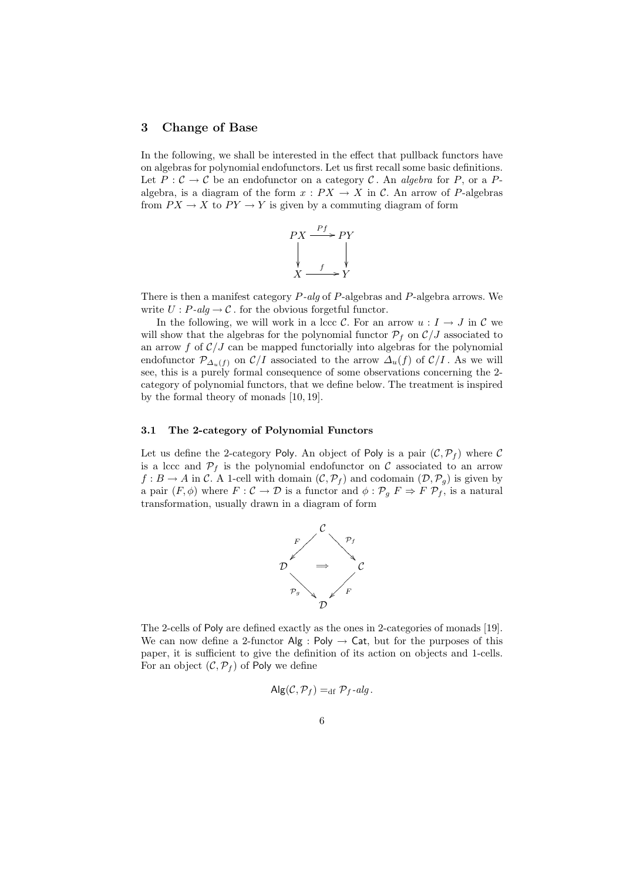## 3 Change of Base

In the following, we shall be interested in the effect that pullback functors have on algebras for polynomial endofunctors. Let us first recall some basic definitions. Let $P : \mathcal{C} \to \mathcal{C}$ be an endofunctor on a category $\mathcal{C}$. An *algebra* for $P$, or a $P$-algebra, is a diagram of the form $x : PX \to X$ in $\mathcal{C}$. An arrow of $P$-algebras from $PX \to X$ to $PY \to Y$ is given by a commuting diagram of form

$$\begin{array}{ccc} PX & \xrightarrow{Pf} & PY \\ \downarrow & & \downarrow \\ X & \xrightarrow{f} & Y \end{array}$$

There is then a manifest category $P$-*alg* of $P$-algebras and $P$-algebra arrows. We write $U : P\text{-}alg \to \mathcal{C}$. for the obvious forgetful functor.

In the following, we will work in a lccc $\mathcal{C}$. For an arrow $u : I \to J$ in $\mathcal{C}$ we will show that the algebras for the polynomial functor $\mathcal{P}_f$ on $\mathcal{C}/J$ associated to an arrow $f$ of $\mathcal{C}/J$ can be mapped functorially into algebras for the polynomial endofunctor $\mathcal{P}_{\Delta_u(f)}$ on $\mathcal{C}/I$ associated to the arrow $\Delta_u(f)$ of $\mathcal{C}/I$. As we will see, this is a purely formal consequence of some observations concerning the 2-category of polynomial functors, that we define below. The treatment is inspired by the formal theory of monads [10, 19].

### 3.1 The 2-category of Polynomial Functors

Let us define the 2-category Poly. An object of Poly is a pair $(\mathcal{C}, \mathcal{P}_f)$ where $\mathcal{C}$ is a lccc and $\mathcal{P}_f$ is the polynomial endofunctor on $\mathcal{C}$ associated to an arrow $f : B \to A$ in $\mathcal{C}$. A 1-cell with domain $(\mathcal{C}, \mathcal{P}_f)$ and codomain $(\mathcal{D}, \mathcal{P}_g)$ is given by a pair $(F, \phi)$ where $F : \mathcal{C} \to \mathcal{D}$ is a functor and $\phi : \mathcal{P}_g\, F \Rightarrow F\, \mathcal{P}_f$, is a natural transformation, usually drawn in a diagram of form

$$\begin{array}{ccccc} & & \mathcal{C} & & \\ & \swarrow^{F} & & \searrow^{\mathcal{P}_f} & \\ \mathcal{D} & & \Longrightarrow & & \mathcal{C} \\ & \searrow_{\mathcal{P}_g} & & \swarrow_{F} & \\ & & \mathcal{D} & & \end{array}$$

The 2-cells of Poly are defined exactly as the ones in 2-categories of monads [19]. We can now define a 2-functor $\mathsf{Alg} : \mathsf{Poly} \to \mathsf{Cat}$, but for the purposes of this paper, it is sufficient to give the definition of its action on objects and 1-cells. For an object $(\mathcal{C}, \mathcal{P}_f)$ of Poly we define

$$\mathsf{Alg}(\mathcal{C}, \mathcal{P}_f) =_{\mathrm{df}} \mathcal{P}_f\text{-}alg\,.$$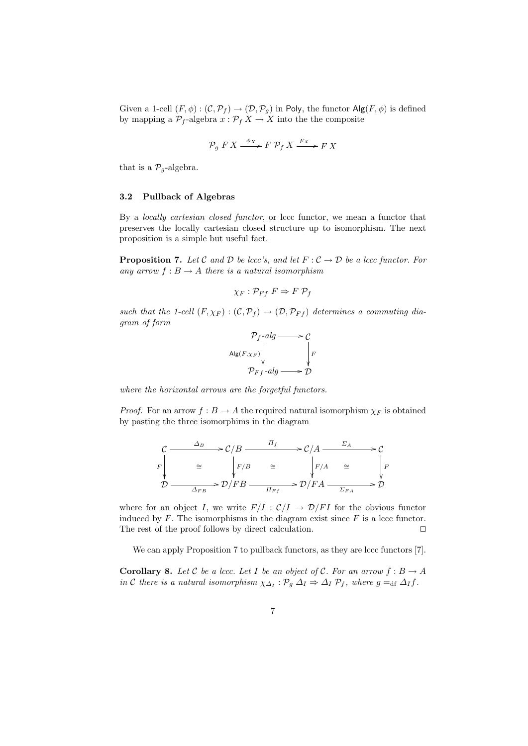Given a 1-cell $(F, \phi) : (\mathcal{C}, \mathcal{P}_f) \to (\mathcal{D}, \mathcal{P}_g)$ in $\mathsf{Poly}$, the functor $\mathsf{Alg}(F, \phi)$ is defined by mapping a $\mathcal{P}_f$-algebra $x : \mathcal{P}_f\, X \to X$ into the the composite

$$\mathcal{P}_g\, F\, X \xrightarrow{\phi_X} F\, \mathcal{P}_f\, X \xrightarrow{Fx} F\, X$$

that is a $\mathcal{P}_g$-algebra.

### 3.2 Pullback of Algebras

By a *locally cartesian closed functor*, or lccc functor, we mean a functor that preserves the locally cartesian closed structure up to isomorphism. The next proposition is a simple but useful fact.

**Proposition 7.** *Let $\mathcal{C}$ and $\mathcal{D}$ be lccc's, and let $F : \mathcal{C} \to \mathcal{D}$ be a lccc functor. For any arrow $f : B \to A$ there is a natural isomorphism*

$$\chi_F : \mathcal{P}_{Ff}\, F \Rightarrow F\, \mathcal{P}_f$$

*such that the 1-cell $(F, \chi_F) : (\mathcal{C}, \mathcal{P}_f) \to (\mathcal{D}, \mathcal{P}_{Ff})$ determines a commuting diagram of form*

$$\begin{array}{ccc}
\mathcal{P}_f\text{-}alg & \longrightarrow & \mathcal{C} \\
{\scriptstyle \mathsf{Alg}(F,\chi_F)} \downarrow & & \downarrow {\scriptstyle F} \\
\mathcal{P}_{Ff}\text{-}alg & \longrightarrow & \mathcal{D}
\end{array}$$

*where the horizontal arrows are the forgetful functors.*

*Proof.* For an arrow $f : B \to A$ the required natural isomorphism $\chi_F$ is obtained by pasting the three isomorphims in the diagram

$$\begin{array}{ccccccc}
\mathcal{C} & \xrightarrow{\Delta_B} & \mathcal{C}/B & \xrightarrow{\Pi_f} & \mathcal{C}/A & \xrightarrow{\Sigma_A} & \mathcal{C} \\
{\scriptstyle F} \downarrow & \cong & \downarrow {\scriptstyle F/B} & \cong & \downarrow {\scriptstyle F/A} & \cong & \downarrow {\scriptstyle F} \\
\mathcal{D} & \xrightarrow[\Delta_{FB}]{} & \mathcal{D}/FB & \xrightarrow[\Pi_{Ff}]{} & \mathcal{D}/FA & \xrightarrow[\Sigma_{FA}]{} & \mathcal{D}
\end{array}$$

where for an object $I$, we write $F/I : \mathcal{C}/I \to \mathcal{D}/FI$ for the obvious functor induced by $F$. The isomorphisms in the diagram exist since $F$ is a lccc functor. The rest of the proof follows by direct calculation. $\square$

We can apply Proposition 7 to pullback functors, as they are lccc functors [7].

**Corollary 8.** *Let $\mathcal{C}$ be a lccc. Let $I$ be an object of $\mathcal{C}$. For an arrow $f : B \to A$ in $\mathcal{C}$ there is a natural isomorphism $\chi_{\Delta_I} : \mathcal{P}_g\, \Delta_I \Rightarrow \Delta_I\, \mathcal{P}_f$, where $g =_{\mathrm{df}} \Delta_I f$.*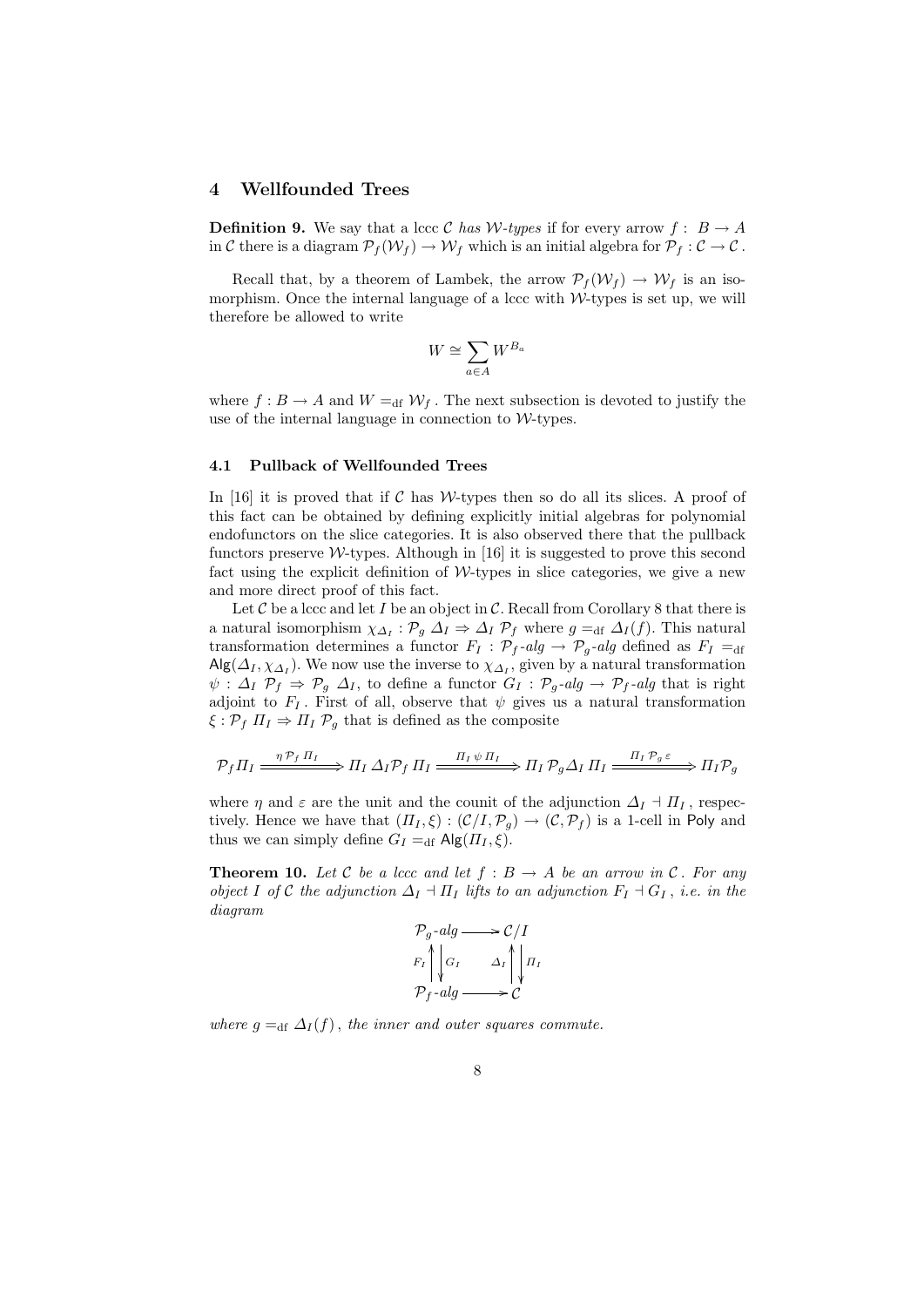## 4 Wellfounded Trees

**Definition 9.** We say that a lccc $\mathcal{C}$ *has $\mathcal{W}$-types* if for every arrow $f : B \to A$ in $\mathcal{C}$ there is a diagram $\mathcal{P}_f(\mathcal{W}_f) \to \mathcal{W}_f$ which is an initial algebra for $\mathcal{P}_f : \mathcal{C} \to \mathcal{C}$.

Recall that, by a theorem of Lambek, the arrow $\mathcal{P}_f(\mathcal{W}_f) \to \mathcal{W}_f$ is an isomorphism. Once the internal language of a lccc with $\mathcal{W}$-types is set up, we will therefore be allowed to write

$$W \cong \sum_{a \in A} W^{B_a}$$

where $f : B \to A$ and $W =_{\mathrm{df}} \mathcal{W}_f$. The next subsection is devoted to justify the use of the internal language in connection to $\mathcal{W}$-types.

### 4.1 Pullback of Wellfounded Trees

In [16] it is proved that if $\mathcal{C}$ has $\mathcal{W}$-types then so do all its slices. A proof of this fact can be obtained by defining explicitly initial algebras for polynomial endofunctors on the slice categories. It is also observed there that the pullback functors preserve $\mathcal{W}$-types. Although in [16] it is suggested to prove this second fact using the explicit definition of $\mathcal{W}$-types in slice categories, we give a new and more direct proof of this fact.

Let $\mathcal{C}$ be a lccc and let $I$ be an object in $\mathcal{C}$. Recall from Corollary 8 that there is a natural isomorphism $\chi_{\Delta_I} : \mathcal{P}_g\, \Delta_I \Rightarrow \Delta_I\, \mathcal{P}_f$ where $g =_{\mathrm{df}} \Delta_I(f)$. This natural transformation determines a functor $F_I : \mathcal{P}_f\text{-}alg \to \mathcal{P}_g\text{-}alg$ defined as $F_I =_{\mathrm{df}} \mathsf{Alg}(\Delta_I, \chi_{\Delta_I})$. We now use the inverse to $\chi_{\Delta_I}$, given by a natural transformation $\psi : \Delta_I\, \mathcal{P}_f \Rightarrow \mathcal{P}_g\, \Delta_I$, to define a functor $G_I : \mathcal{P}_g\text{-}alg \to \mathcal{P}_f\text{-}alg$ that is right adjoint to $F_I$. First of all, observe that $\psi$ gives us a natural transformation $\xi : \mathcal{P}_f\, \Pi_I \Rightarrow \Pi_I\, \mathcal{P}_g$ that is defined as the composite

$$\mathcal{P}_f \Pi_I \xRightarrow{\eta\, \mathcal{P}_f\, \Pi_I} \Pi_I\, \Delta_I \mathcal{P}_f\, \Pi_I \xRightarrow{\Pi_I\, \psi\, \Pi_I} \Pi_I\, \mathcal{P}_g \Delta_I\, \Pi_I \xRightarrow{\Pi_I\, \mathcal{P}_g\, \varepsilon} \Pi_I \mathcal{P}_g$$

where $\eta$ and $\varepsilon$ are the unit and the counit of the adjunction $\Delta_I \dashv \Pi_I$, respectively. Hence we have that $(\Pi_I, \xi) : (\mathcal{C}/I, \mathcal{P}_g) \to (\mathcal{C}, \mathcal{P}_f)$ is a 1-cell in $\mathsf{Poly}$ and thus we can simply define $G_I =_{\mathrm{df}} \mathsf{Alg}(\Pi_I, \xi)$.

**Theorem 10.** *Let $\mathcal{C}$ be a lccc and let $f : B \to A$ be an arrow in $\mathcal{C}$. For any object $I$ of $\mathcal{C}$ the adjunction $\Delta_I \dashv \Pi_I$ lifts to an adjunction $F_I \dashv G_I$, i.e. in the diagram*

$$\begin{array}{ccc}
\mathcal{P}_g\text{-}alg & \longrightarrow & \mathcal{C}/I \\
{\scriptstyle F_I}\uparrow\;\downarrow{\scriptstyle G_I} & & {\scriptstyle \Delta_I}\uparrow\;\downarrow{\scriptstyle \Pi_I} \\
\mathcal{P}_f\text{-}alg & \longrightarrow & \mathcal{C}
\end{array}$$

*where $g =_{\mathrm{df}} \Delta_I(f)$, the inner and outer squares commute.*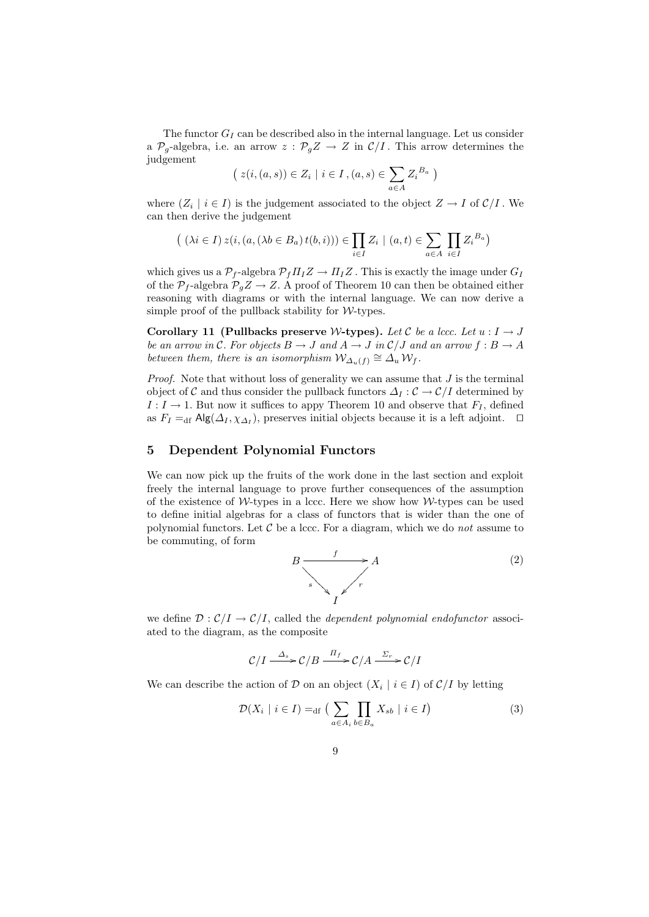The functor $G_I$ can be described also in the internal language. Let us consider a $\mathcal{P}_g$-algebra, i.e. an arrow $z : \mathcal{P}_g Z \to Z$ in $\mathcal{C}/I$. This arrow determines the judgement

$$\big(\, z(i,(a,s)) \in Z_i \mid i \in I\,, (a,s) \in \sum_{a \in A} {Z_i}^{B_a} \,\big)$$

where $(Z_i \mid i \in I)$ is the judgement associated to the object $Z \to I$ of $\mathcal{C}/I$. We can then derive the judgement

$$\big(\, (\lambda i \in I)\, z(i,(a,(\lambda b \in B_a)\, t(b,i))) \in \prod_{i \in I} Z_i \mid (a,t) \in \sum_{a \in A} \prod_{i \in I} {Z_i}^{B_a} \big)$$

which gives us a $\mathcal{P}_f$-algebra $\mathcal{P}_f \Pi_I Z \to \Pi_I Z$. This is exactly the image under $G_I$ of the $\mathcal{P}_f$-algebra $\mathcal{P}_g Z \to Z$. A proof of Theorem 10 can then be obtained either reasoning with diagrams or with the internal language. We can now derive a simple proof of the pullback stability for $\mathcal{W}$-types.

**Corollary 11 (Pullbacks preserve $\mathcal{W}$-types).** *Let $\mathcal{C}$ be a lccc. Let $u : I \to J$ be an arrow in $\mathcal{C}$. For objects $B \to J$ and $A \to J$ in $\mathcal{C}/J$ and an arrow $f : B \to A$ between them, there is an isomorphism $\mathcal{W}_{\Delta_u(f)} \cong \Delta_u \mathcal{W}_f$.*

*Proof.* Note that without loss of generality we can assume that $J$ is the terminal object of $\mathcal{C}$ and thus consider the pullback functors $\Delta_I : \mathcal{C} \to \mathcal{C}/I$ determined by $I : I \to 1$. But now it suffices to appy Theorem 10 and observe that $F_I$, defined as $F_I =_{\mathrm{df}} \mathsf{Alg}(\Delta_I, \chi_{\Delta_I})$, preserves initial objects because it is a left adjoint. $\square$

## 5 Dependent Polynomial Functors

We can now pick up the fruits of the work done in the last section and exploit freely the internal language to prove further consequences of the assumption of the existence of $\mathcal{W}$-types in a lccc. Here we show how $\mathcal{W}$-types can be used to define initial algebras for a class of functors that is wider than the one of polynomial functors. Let $\mathcal{C}$ be a lccc. For a diagram, which we do *not* assume to be commuting, of form

$$\begin{array}{ccc} B & \xrightarrow{\;f\;} & A \\ & {\scriptstyle s}\searrow \quad \swarrow{\scriptstyle r} & \\ & I & \end{array} \tag{2}$$

we define $\mathcal{D} : \mathcal{C}/I \to \mathcal{C}/I$, called the *dependent polynomial endofunctor* associated to the diagram, as the composite

$$\mathcal{C}/I \xrightarrow{\;\Delta_s\;} \mathcal{C}/B \xrightarrow{\;\Pi_f\;} \mathcal{C}/A \xrightarrow{\;\Sigma_r\;} \mathcal{C}/I$$

We can describe the action of $\mathcal{D}$ on an object $(X_i \mid i \in I)$ of $\mathcal{C}/I$ by letting

$$\mathcal{D}(X_i \mid i \in I) =_{\mathrm{df}} \big( \sum_{a \in A_i} \prod_{b \in B_a} X_{sb} \mid i \in I \big) \tag{3}$$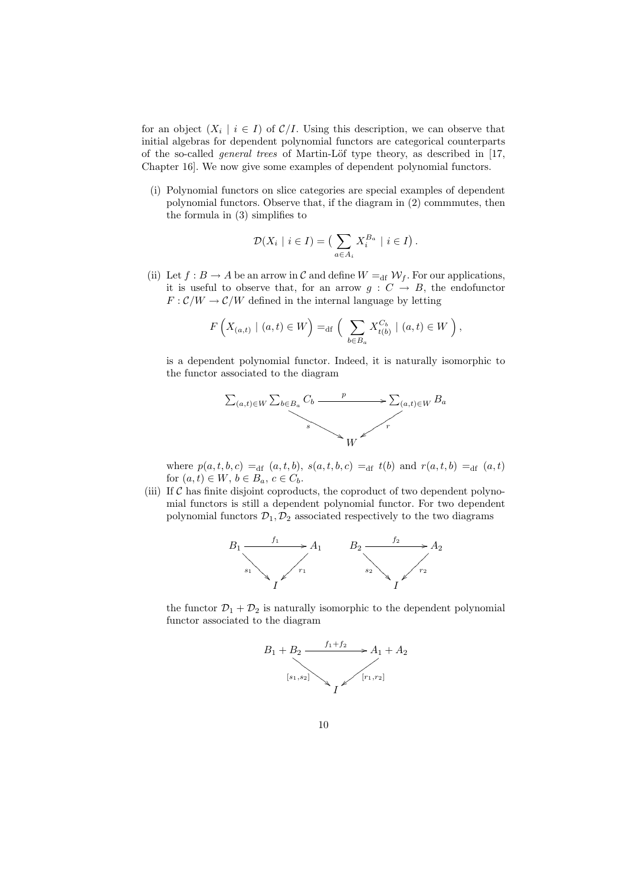for an object $(X_i \mid i \in I)$ of $\mathcal{C}/I$. Using this description, we can observe that initial algebras for dependent polynomial functors are categorical counterparts of the so-called *general trees* of Martin-Löf type theory, as described in [17, Chapter 16]. We now give some examples of dependent polynomial functors.

(i) Polynomial functors on slice categories are special examples of dependent polynomial functors. Observe that, if the diagram in (2) commmutes, then the formula in (3) simplifies to

$$\mathcal{D}(X_i \mid i \in I) = \big( \sum_{a \in A_i} X_i^{B_a} \mid i \in I \big) .$$

(ii) Let $f : B \to A$ be an arrow in $\mathcal{C}$ and define $W =_{\mathrm{df}} \mathcal{W}_f$. For our applications, it is useful to observe that, for an arrow $g : C \to B$, the endofunctor $F : \mathcal{C}/W \to \mathcal{C}/W$ defined in the internal language by letting

$$F\Big(X_{(a,t)} \mid (a,t) \in W\Big) =_{\mathrm{df}} \Big( \sum_{b \in B_a} X_{t(b)}^{C_b} \mid (a,t) \in W \Big) ,$$

is a dependent polynomial functor. Indeed, it is naturally isomorphic to the functor associated to the diagram

$$\begin{array}{ccc} \sum_{(a,t)\in W} \sum_{b \in B_a} C_b & \xrightarrow{\quad p \quad} & \sum_{(a,t)\in W} B_a \\ & {\scriptstyle s} \searrow \quad \swarrow {\scriptstyle r} & \\ & W & \end{array}$$

where $p(a,t,b,c) =_{\mathrm{df}} (a,t,b)$, $s(a,t,b,c) =_{\mathrm{df}} t(b)$ and $r(a,t,b) =_{\mathrm{df}} (a,t)$ for $(a,t) \in W$, $b \in B_a$, $c \in C_b$.

(iii) If $\mathcal{C}$ has finite disjoint coproducts, the coproduct of two dependent polynomial functors is still a dependent polynomial functor. For two dependent polynomial functors $\mathcal{D}_1, \mathcal{D}_2$ associated respectively to the two diagrams

$$\begin{array}{ccc} B_1 & \xrightarrow{\quad f_1 \quad} & A_1 \\ & {\scriptstyle s_1} \searrow \quad \swarrow {\scriptstyle r_1} & \\ & I & \end{array} \qquad \begin{array}{ccc} B_2 & \xrightarrow{\quad f_2 \quad} & A_2 \\ & {\scriptstyle s_2} \searrow \quad \swarrow {\scriptstyle r_2} & \\ & I & \end{array}$$

the functor $\mathcal{D}_1 + \mathcal{D}_2$ is naturally isomorphic to the dependent polynomial functor associated to the diagram

$$\begin{array}{ccc} B_1 + B_2 & \xrightarrow{\quad f_1 + f_2 \quad} & A_1 + A_2 \\ & {\scriptstyle [s_1,s_2]} \searrow \quad \swarrow {\scriptstyle [r_1,r_2]} & \\ & I & \end{array}$$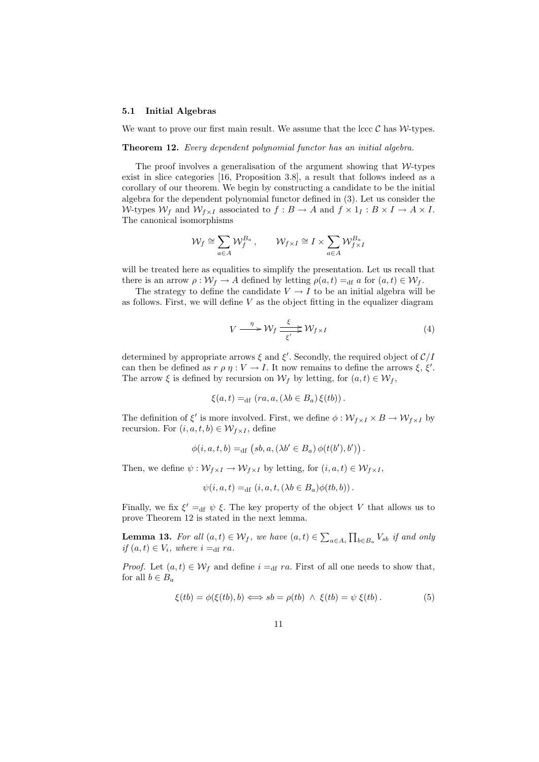### 5.1 Initial Algebras

We want to prove our first main result. We assume that the lccc $\mathcal{C}$ has $\mathcal{W}$-types.

**Theorem 12.** *Every dependent polynomial functor has an initial algebra.*

The proof involves a generalisation of the argument showing that $\mathcal{W}$-types exist in slice categories [16, Proposition 3.8], a result that follows indeed as a corollary of our theorem. We begin by constructing a candidate to be the initial algebra for the dependent polynomial functor defined in (3). Let us consider the $\mathcal{W}$-types $\mathcal{W}_f$ and $\mathcal{W}_{f\times I}$ associated to $f : B \to A$ and $f \times 1_I : B \times I \to A \times I$. The canonical isomorphisms

$$\mathcal{W}_f \cong \sum_{a \in A} \mathcal{W}_f^{B_a} \,, \qquad \mathcal{W}_{f\times I} \cong I \times \sum_{a\in A} \mathcal{W}_{f\times I}^{B_a}$$

will be treated here as equalities to simplify the presentation. Let us recall that there is an arrow $\rho : \mathcal{W}_f \to A$ defined by letting $\rho(a,t) =_{\mathrm{df}} a$ for $(a,t) \in \mathcal{W}_f$.

The strategy to define the candidate $V \to I$ to be an initial algebra will be as follows. First, we will define $V$ as the object fitting in the equalizer diagram

$$V \xrightarrow{\ \eta\ } \mathcal{W}_f \underset{\xi'}{\overset{\xi}{\rightrightarrows}} \mathcal{W}_{f\times I} \tag{4}$$

determined by appropriate arrows $\xi$ and $\xi'$. Secondly, the required object of $\mathcal{C}/I$ can then be defined as $r\,\rho\,\eta : V \to I$. It now remains to define the arrows $\xi$, $\xi'$. The arrow $\xi$ is defined by recursion on $\mathcal{W}_f$ by letting, for $(a,t) \in \mathcal{W}_f$,

$$\xi(a,t) =_{\mathrm{df}} (ra, a, (\lambda b \in B_a)\,\xi(tb))\,.$$

The definition of $\xi'$ is more involved. First, we define $\phi : \mathcal{W}_{f\times I} \times B \to \mathcal{W}_{f\times I}$ by recursion. For $(i,a,t,b) \in \mathcal{W}_{f\times I}$, define

$$\phi(i,a,t,b) =_{\mathrm{df}} \left(sb, a, (\lambda b' \in B_a)\,\phi(t(b'), b')\right).$$

Then, we define $\psi : \mathcal{W}_{f\times I} \to \mathcal{W}_{f\times I}$ by letting, for $(i,a,t) \in \mathcal{W}_{f\times I}$,

$$\psi(i,a,t) =_{\mathrm{df}} (i, a, t, (\lambda b \in B_a)\phi(tb, b))\,.$$

Finally, we fix $\xi' =_{\mathrm{df}} \psi\,\xi$. The key property of the object $V$ that allows us to prove Theorem 12 is stated in the next lemma.

**Lemma 13.** *For all $(a,t) \in \mathcal{W}_f$, we have $(a,t) \in \sum_{a\in A_i}\prod_{b\in B_a} V_{sb}$ if and only if $(a,t) \in V_i$, where $i =_{\mathrm{df}} ra$.*

*Proof.* Let $(a,t) \in \mathcal{W}_f$ and define $i =_{\mathrm{df}} ra$. First of all one needs to show that, for all $b \in B_a$

$$\xi(tb) = \phi(\xi(tb), b) \iff sb = \rho(tb) \;\wedge\; \xi(tb) = \psi\,\xi(tb)\,. \tag{5}$$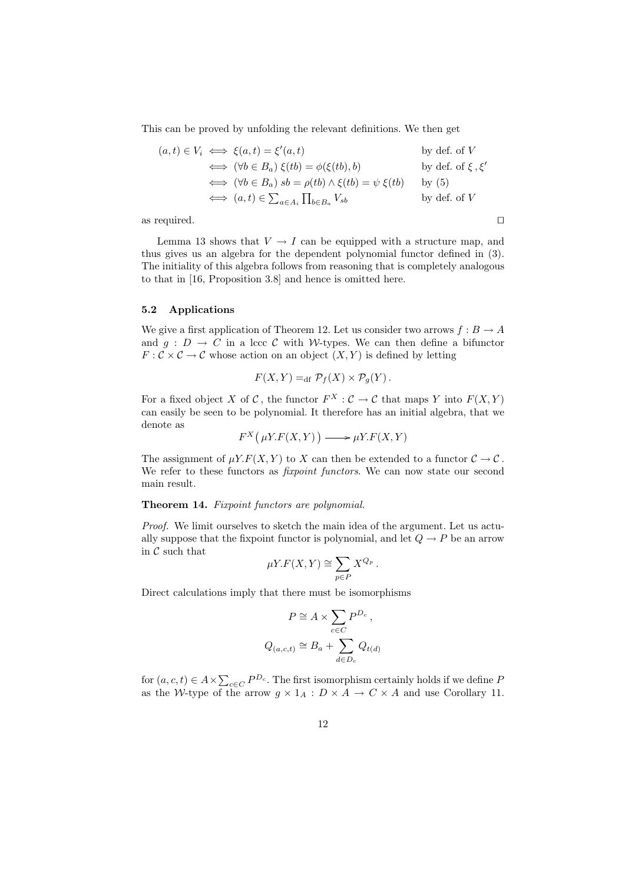This can be proved by unfolding the relevant definitions. We then get

$$
\begin{aligned}
(a,t) \in V_i \iff & \xi(a,t) = \xi'(a,t) && \text{by def. of } V \\
\iff & (\forall b \in B_a)\ \xi(tb) = \phi(\xi(tb), b) && \text{by def. of } \xi\,, \xi' \\
\iff & (\forall b \in B_a)\ sb = \rho(tb) \wedge \xi(tb) = \psi\ \xi(tb) && \text{by (5)} \\
\iff & (a,t) \in \textstyle\sum_{a \in A_i} \prod_{b \in B_a} V_{sb} && \text{by def. of } V
\end{aligned}
$$

as required. □

Lemma 13 shows that $V \to I$ can be equipped with a structure map, and thus gives us an algebra for the dependent polynomial functor defined in (3). The initiality of this algebra follows from reasoning that is completely analogous to that in [16, Proposition 3.8] and hence is omitted here.

### 5.2 Applications

We give a first application of Theorem 12. Let us consider two arrows $f : B \to A$ and $g : D \to C$ in a lccc $\mathcal{C}$ with $\mathcal{W}$-types. We can then define a bifunctor $F : \mathcal{C} \times \mathcal{C} \to \mathcal{C}$ whose action on an object $(X, Y)$ is defined by letting

$$F(X,Y) =_{\text{df}} \mathcal{P}_f(X) \times \mathcal{P}_g(Y)\,.$$

For a fixed object $X$ of $\mathcal{C}$, the functor $F^X : \mathcal{C} \to \mathcal{C}$ that maps $Y$ into $F(X,Y)$ can easily be seen to be polynomial. It therefore has an initial algebra, that we denote as

$$F^X\big(\mu Y.F(X,Y)\big) \longrightarrow \mu Y.F(X,Y)$$

The assignment of $\mu Y.F(X,Y)$ to $X$ can then be extended to a functor $\mathcal{C} \to \mathcal{C}$. We refer to these functors as *fixpoint functors*. We can now state our second main result.

**Theorem 14.** *Fixpoint functors are polynomial.*

*Proof.* We limit ourselves to sketch the main idea of the argument. Let us actually suppose that the fixpoint functor is polynomial, and let $Q \to P$ be an arrow in $\mathcal{C}$ such that

$$\mu Y.F(X,Y) \cong \sum_{p \in P} X^{Q_p}\,.$$

Direct calculations imply that there must be isomorphisms

$$P \cong A \times \sum_{c \in C} P^{D_c}\,,$$

$$Q_{(a,c,t)} \cong B_a + \sum_{d \in D_c} Q_{t(d)}$$

for $(a,c,t) \in A \times \sum_{c \in C} P^{D_c}$. The first isomorphism certainly holds if we define $P$ as the $\mathcal{W}$-type of the arrow $g \times 1_A : D \times A \to C \times A$ and use Corollary 11.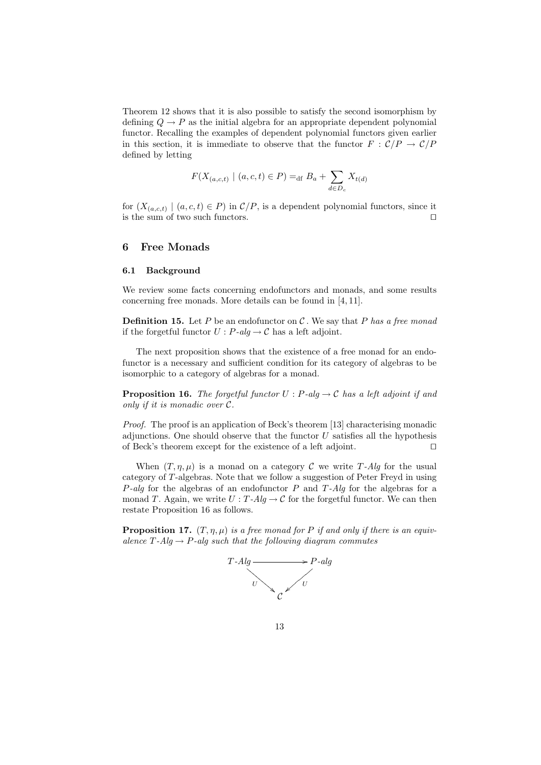Theorem 12 shows that it is also possible to satisfy the second isomorphism by defining $Q \to P$ as the initial algebra for an appropriate dependent polynomial functor. Recalling the examples of dependent polynomial functors given earlier in this section, it is immediate to observe that the functor $F : \mathcal{C}/P \to \mathcal{C}/P$ defined by letting

$$F(X_{(a,c,t)} \mid (a,c,t) \in P) =_{\mathrm{df}} B_a + \sum_{d \in D_c} X_{t(d)}$$

for $(X_{(a,c,t)} \mid (a,c,t) \in P)$ in $\mathcal{C}/P$, is a dependent polynomial functors, since it is the sum of two such functors. □

## 6 Free Monads

### 6.1 Background

We review some facts concerning endofunctors and monads, and some results concerning free monads. More details can be found in [4, 11].

**Definition 15.** Let $P$ be an endofunctor on $\mathcal{C}$. We say that $P$ *has a free monad* if the forgetful functor $U : P\text{-}alg \to \mathcal{C}$ has a left adjoint.

The next proposition shows that the existence of a free monad for an endofunctor is a necessary and sufficient condition for its category of algebras to be isomorphic to a category of algebras for a monad.

**Proposition 16.** *The forgetful functor $U : P\text{-}alg \to \mathcal{C}$ has a left adjoint if and only if it is monadic over $\mathcal{C}$.*

*Proof.* The proof is an application of Beck's theorem [13] characterising monadic adjunctions. One should observe that the functor $U$ satisfies all the hypothesis of Beck's theorem except for the existence of a left adjoint. □

When $(T, \eta, \mu)$ is a monad on a category $\mathcal{C}$ we write $T\text{-}Alg$ for the usual category of $T$-algebras. Note that we follow a suggestion of Peter Freyd in using $P\text{-}alg$ for the algebras of an endofunctor $P$ and $T\text{-}Alg$ for the algebras for a monad $T$. Again, we write $U : T\text{-}Alg \to \mathcal{C}$ for the forgetful functor. We can then restate Proposition 16 as follows.

**Proposition 17.** *$(T, \eta, \mu)$ is a free monad for $P$ if and only if there is an equivalence $T\text{-}Alg \to P\text{-}alg$ such that the following diagram commutes*

$$\begin{array}{ccc} T\text{-}Alg & \longrightarrow & P\text{-}alg \\ & {\scriptstyle U}\searrow \quad \swarrow{\scriptstyle U} & \\ & \mathcal{C} & \end{array}$$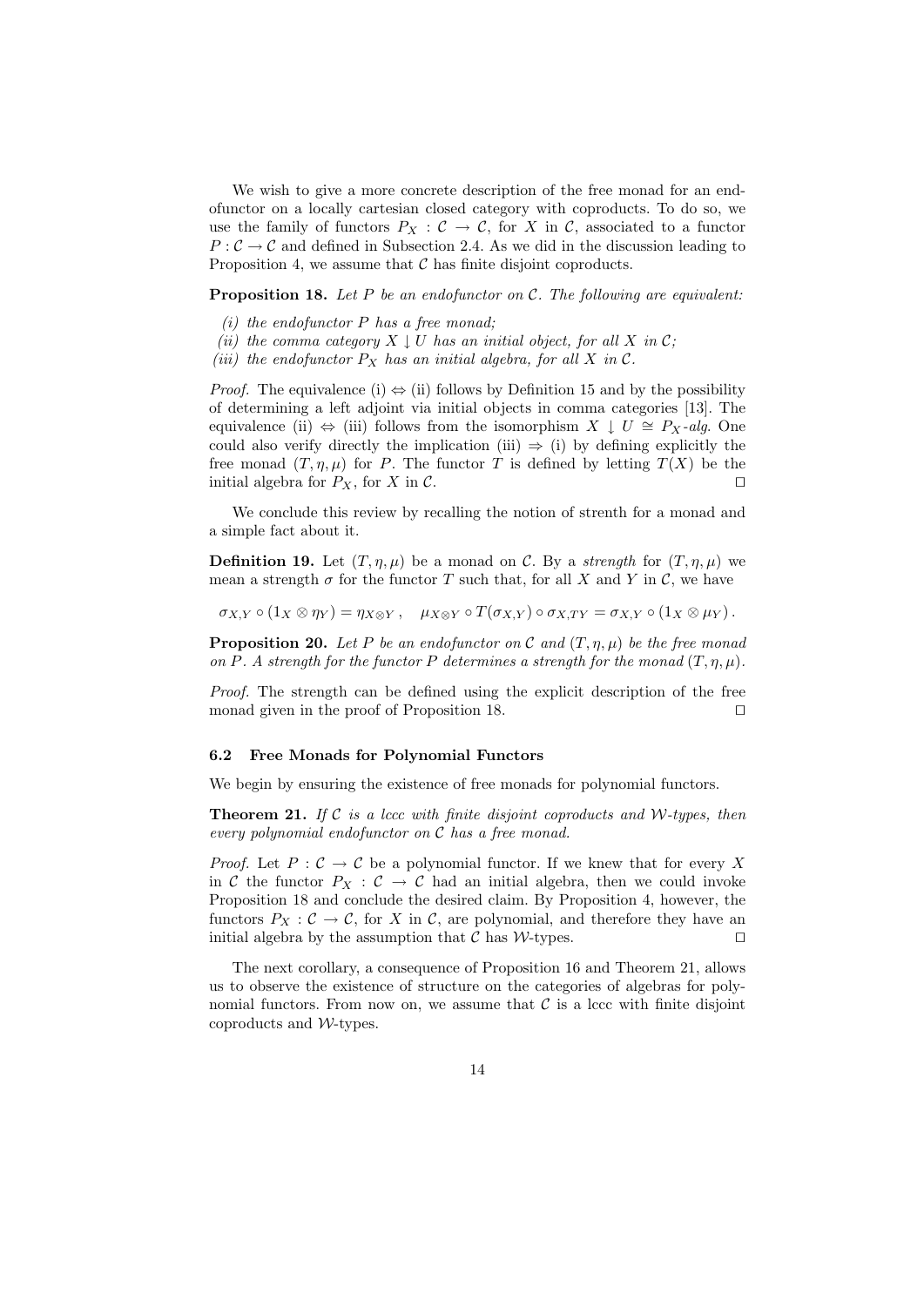We wish to give a more concrete description of the free monad for an endofunctor on a locally cartesian closed category with coproducts. To do so, we use the family of functors $P_X : \mathcal{C} \to \mathcal{C}$, for $X$ in $\mathcal{C}$, associated to a functor $P : \mathcal{C} \to \mathcal{C}$ and defined in Subsection 2.4. As we did in the discussion leading to Proposition 4, we assume that $\mathcal{C}$ has finite disjoint coproducts.

**Proposition 18.** *Let $P$ be an endofunctor on $\mathcal{C}$. The following are equivalent:*

*(i) the endofunctor $P$ has a free monad;*
*(ii) the comma category $X \downarrow U$ has an initial object, for all $X$ in $\mathcal{C}$;*
*(iii) the endofunctor $P_X$ has an initial algebra, for all $X$ in $\mathcal{C}$.*

*Proof.* The equivalence (i) $\Leftrightarrow$ (ii) follows by Definition 15 and by the possibility of determining a left adjoint via initial objects in comma categories [13]. The equivalence (ii) $\Leftrightarrow$ (iii) follows from the isomorphism $X \downarrow U \cong P_X$-*alg*. One could also verify directly the implication (iii) $\Rightarrow$ (i) by defining explicitly the free monad $(T, \eta, \mu)$ for $P$. The functor $T$ is defined by letting $T(X)$ be the initial algebra for $P_X$, for $X$ in $\mathcal{C}$. ◻

We conclude this review by recalling the notion of strenth for a monad and a simple fact about it.

**Definition 19.** Let $(T, \eta, \mu)$ be a monad on $\mathcal{C}$. By a *strength* for $(T, \eta, \mu)$ we mean a strength $\sigma$ for the functor $T$ such that, for all $X$ and $Y$ in $\mathcal{C}$, we have

$$\sigma_{X,Y} \circ (1_X \otimes \eta_Y) = \eta_{X \otimes Y}\,, \quad \mu_{X \otimes Y} \circ T(\sigma_{X,Y}) \circ \sigma_{X,TY} = \sigma_{X,Y} \circ (1_X \otimes \mu_Y)\,.$$

**Proposition 20.** *Let $P$ be an endofunctor on $\mathcal{C}$ and $(T, \eta, \mu)$ be the free monad on $P$. A strength for the functor $P$ determines a strength for the monad $(T, \eta, \mu)$.*

*Proof.* The strength can be defined using the explicit description of the free monad given in the proof of Proposition 18. ◻

### 6.2 Free Monads for Polynomial Functors

We begin by ensuring the existence of free monads for polynomial functors.

**Theorem 21.** *If $\mathcal{C}$ is a lccc with finite disjoint coproducts and $\mathcal{W}$-types, then every polynomial endofunctor on $\mathcal{C}$ has a free monad.*

*Proof.* Let $P : \mathcal{C} \to \mathcal{C}$ be a polynomial functor. If we knew that for every $X$ in $\mathcal{C}$ the functor $P_X : \mathcal{C} \to \mathcal{C}$ had an initial algebra, then we could invoke Proposition 18 and conclude the desired claim. By Proposition 4, however, the functors $P_X : \mathcal{C} \to \mathcal{C}$, for $X$ in $\mathcal{C}$, are polynomial, and therefore they have an initial algebra by the assumption that $\mathcal{C}$ has $\mathcal{W}$-types. ◻

The next corollary, a consequence of Proposition 16 and Theorem 21, allows us to observe the existence of structure on the categories of algebras for polynomial functors. From now on, we assume that $\mathcal{C}$ is a lccc with finite disjoint coproducts and $\mathcal{W}$-types.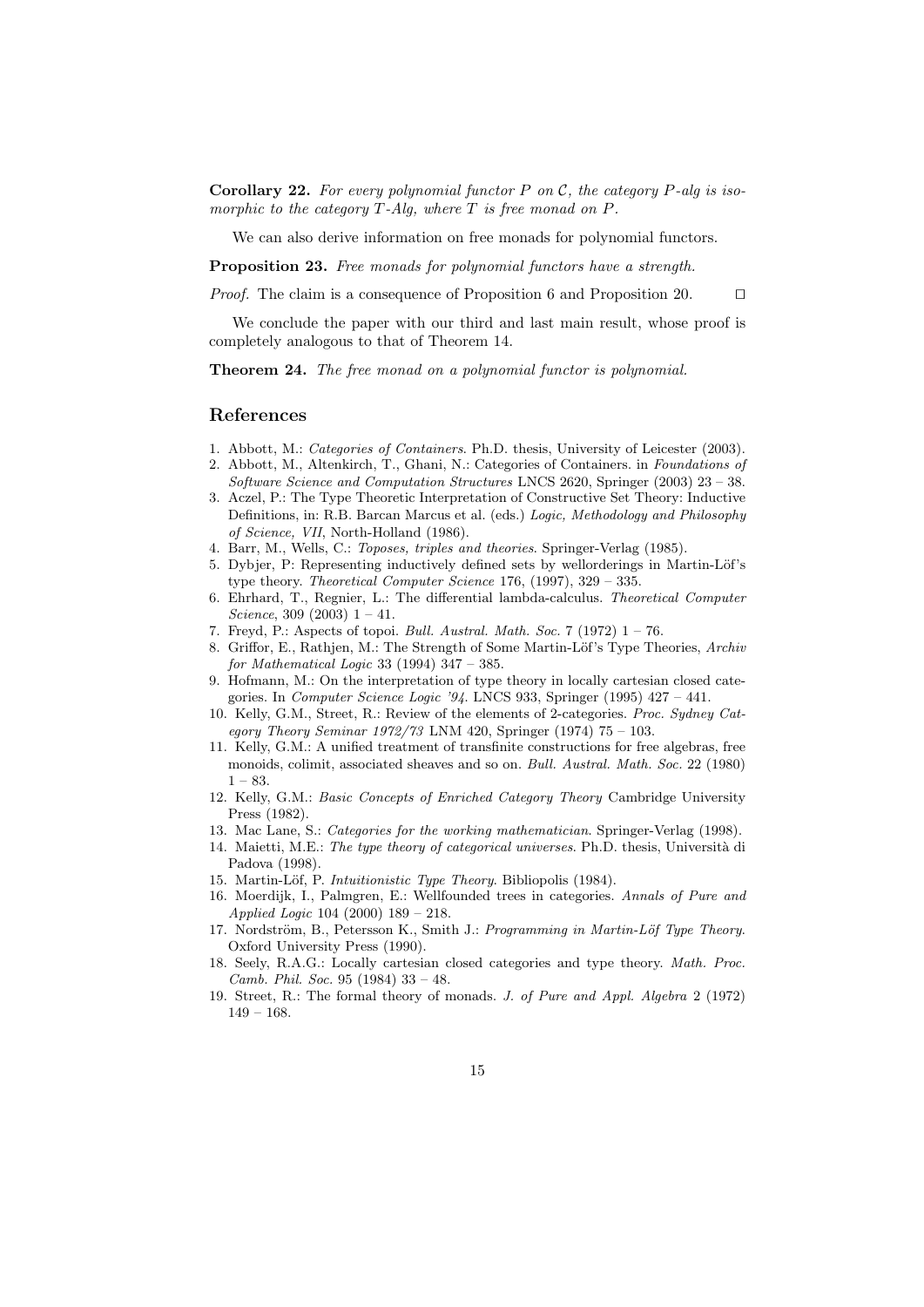**Corollary 22.** *For every polynomial functor $P$ on $\mathcal{C}$, the category $P$-alg is isomorphic to the category $T$-Alg, where $T$ is free monad on $P$.*

We can also derive information on free monads for polynomial functors.

**Proposition 23.** *Free monads for polynomial functors have a strength.*

*Proof.* The claim is a consequence of Proposition 6 and Proposition 20. □

We conclude the paper with our third and last main result, whose proof is completely analogous to that of Theorem 14.

**Theorem 24.** *The free monad on a polynomial functor is polynomial.*

## References

1. Abbott, M.: *Categories of Containers*. Ph.D. thesis, University of Leicester (2003).
2. Abbott, M., Altenkirch, T., Ghani, N.: Categories of Containers. in *Foundations of Software Science and Computation Structures* LNCS 2620, Springer (2003) 23 – 38.
3. Aczel, P.: The Type Theoretic Interpretation of Constructive Set Theory: Inductive Definitions, in: R.B. Barcan Marcus et al. (eds.) *Logic, Methodology and Philosophy of Science, VII*, North-Holland (1986).
4. Barr, M., Wells, C.: *Toposes, triples and theories*. Springer-Verlag (1985).
5. Dybjer, P: Representing inductively defined sets by wellorderings in Martin-Löf's type theory. *Theoretical Computer Science* 176, (1997), 329 – 335.
6. Ehrhard, T., Regnier, L.: The differential lambda-calculus. *Theoretical Computer Science*, 309 (2003) 1 – 41.
7. Freyd, P.: Aspects of topoi. *Bull. Austral. Math. Soc.* 7 (1972) 1 – 76.
8. Griffor, E., Rathjen, M.: The Strength of Some Martin-Löf's Type Theories, *Archiv for Mathematical Logic* 33 (1994) 347 – 385.
9. Hofmann, M.: On the interpretation of type theory in locally cartesian closed categories. In *Computer Science Logic '94*. LNCS 933, Springer (1995) 427 – 441.
10. Kelly, G.M., Street, R.: Review of the elements of 2-categories. *Proc. Sydney Category Theory Seminar 1972/73* LNM 420, Springer (1974) 75 – 103.
11. Kelly, G.M.: A unified treatment of transfinite constructions for free algebras, free monoids, colimit, associated sheaves and so on. *Bull. Austral. Math. Soc.* 22 (1980) 1 – 83.
12. Kelly, G.M.: *Basic Concepts of Enriched Category Theory* Cambridge University Press (1982).
13. Mac Lane, S.: *Categories for the working mathematician*. Springer-Verlag (1998).
14. Maietti, M.E.: *The type theory of categorical universes*. Ph.D. thesis, Università di Padova (1998).
15. Martin-Löf, P. *Intuitionistic Type Theory*. Bibliopolis (1984).
16. Moerdijk, I., Palmgren, E.: Wellfounded trees in categories. *Annals of Pure and Applied Logic* 104 (2000) 189 – 218.
17. Nordström, B., Petersson K., Smith J.: *Programming in Martin-Löf Type Theory*. Oxford University Press (1990).
18. Seely, R.A.G.: Locally cartesian closed categories and type theory. *Math. Proc. Camb. Phil. Soc.* 95 (1984) 33 – 48.
19. Street, R.: The formal theory of monads. *J. of Pure and Appl. Algebra* 2 (1972) 149 – 168.